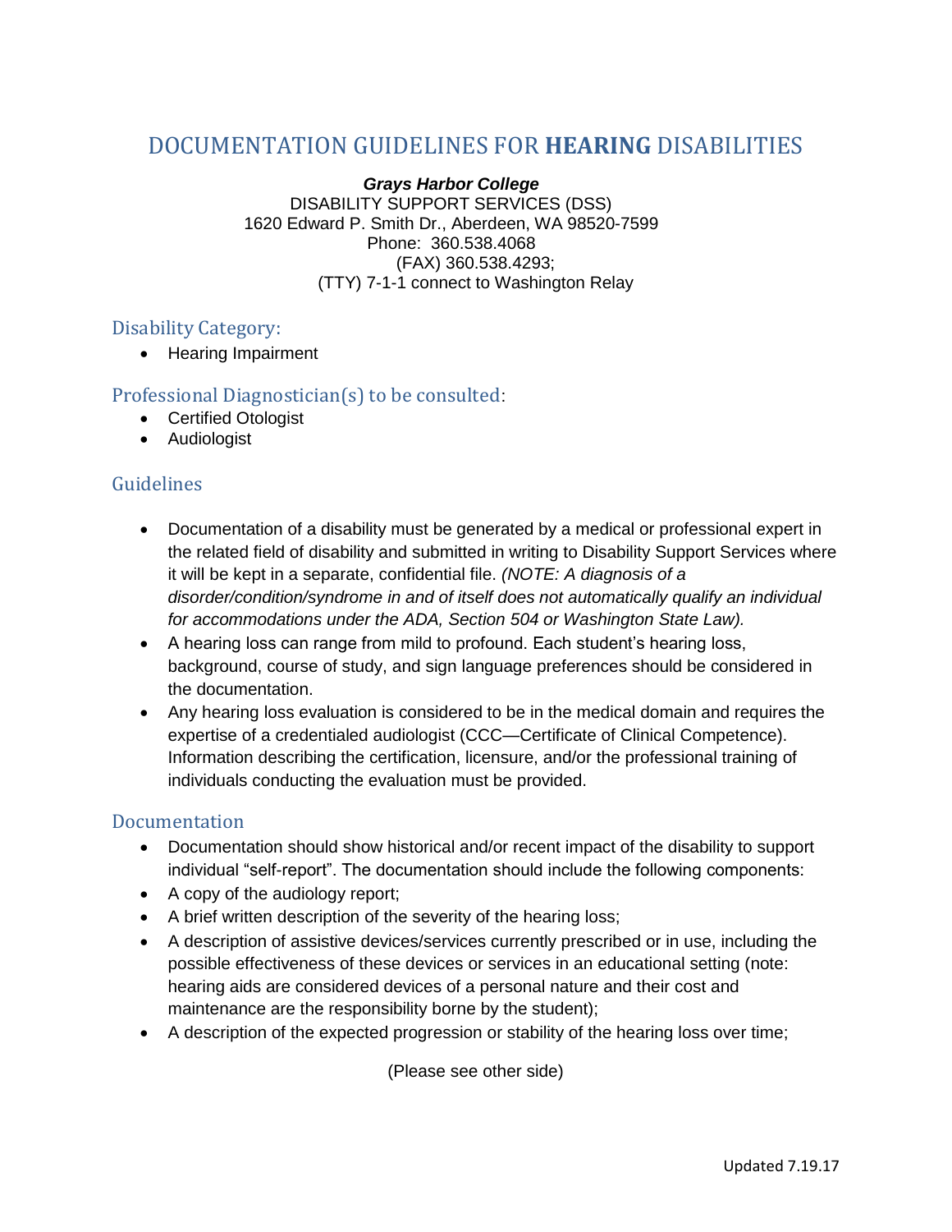# DOCUMENTATION GUIDELINES FOR **HEARING** DISABILITIES

***Grays Harbor College***
DISABILITY SUPPORT SERVICES (DSS)
1620 Edward P. Smith Dr., Aberdeen, WA 98520-7599
Phone: 360.538.4068
(FAX) 360.538.4293;
(TTY) 7-1-1 connect to Washington Relay

## Disability Category:

- Hearing Impairment

## Professional Diagnostician(s) to be consulted:

- Certified Otologist
- Audiologist

## Guidelines

- Documentation of a disability must be generated by a medical or professional expert in the related field of disability and submitted in writing to Disability Support Services where it will be kept in a separate, confidential file. *(NOTE: A diagnosis of a disorder/condition/syndrome in and of itself does not automatically qualify an individual for accommodations under the ADA, Section 504 or Washington State Law).*
- A hearing loss can range from mild to profound. Each student's hearing loss, background, course of study, and sign language preferences should be considered in the documentation.
- Any hearing loss evaluation is considered to be in the medical domain and requires the expertise of a credentialed audiologist (CCC—Certificate of Clinical Competence). Information describing the certification, licensure, and/or the professional training of individuals conducting the evaluation must be provided.

## Documentation

- Documentation should show historical and/or recent impact of the disability to support individual "self-report". The documentation should include the following components:
- A copy of the audiology report;
- A brief written description of the severity of the hearing loss;
- A description of assistive devices/services currently prescribed or in use, including the possible effectiveness of these devices or services in an educational setting (note: hearing aids are considered devices of a personal nature and their cost and maintenance are the responsibility borne by the student);
- A description of the expected progression or stability of the hearing loss over time;

(Please see other side)

Updated 7.19.17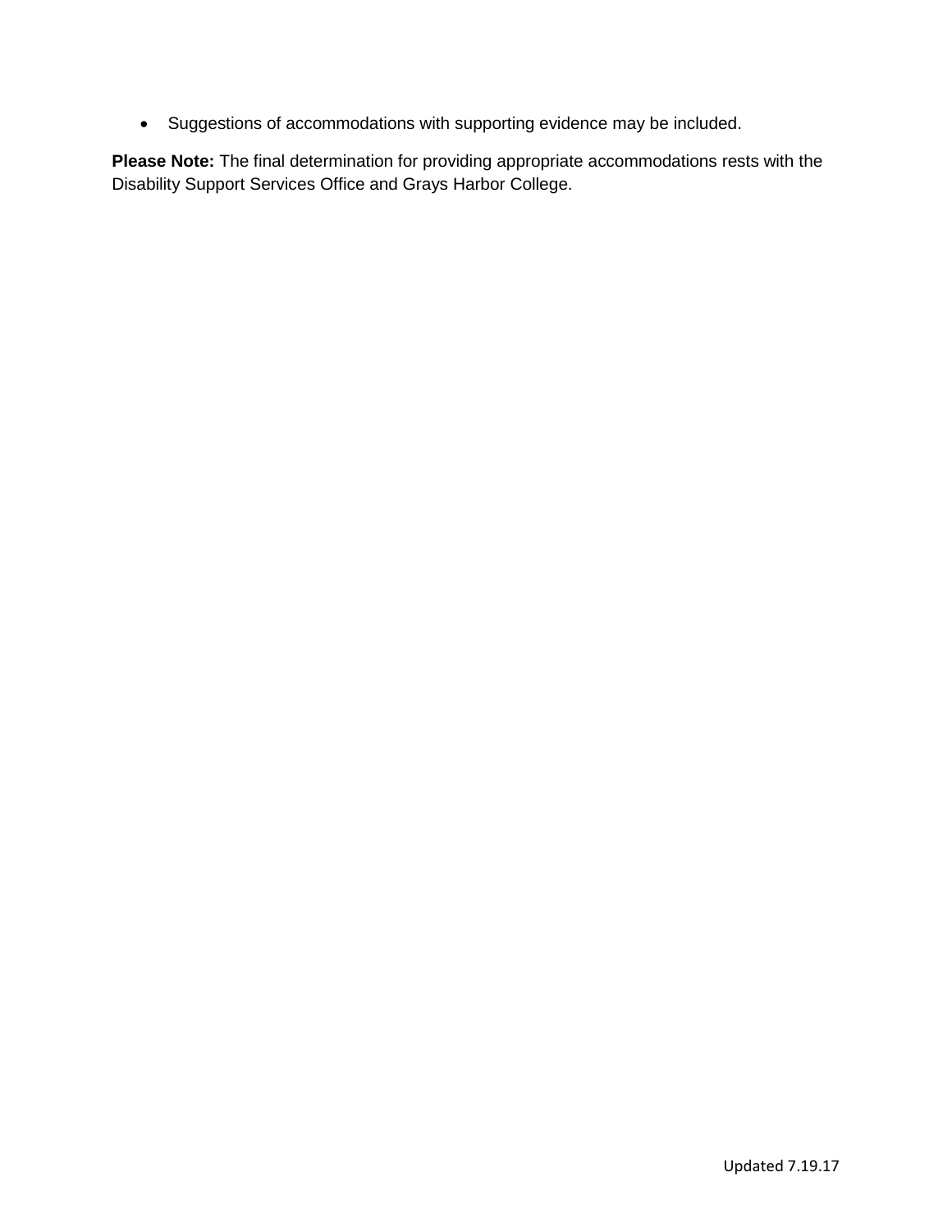- Suggestions of accommodations with supporting evidence may be included.

**Please Note:** The final determination for providing appropriate accommodations rests with the Disability Support Services Office and Grays Harbor College.

Updated 7.19.17